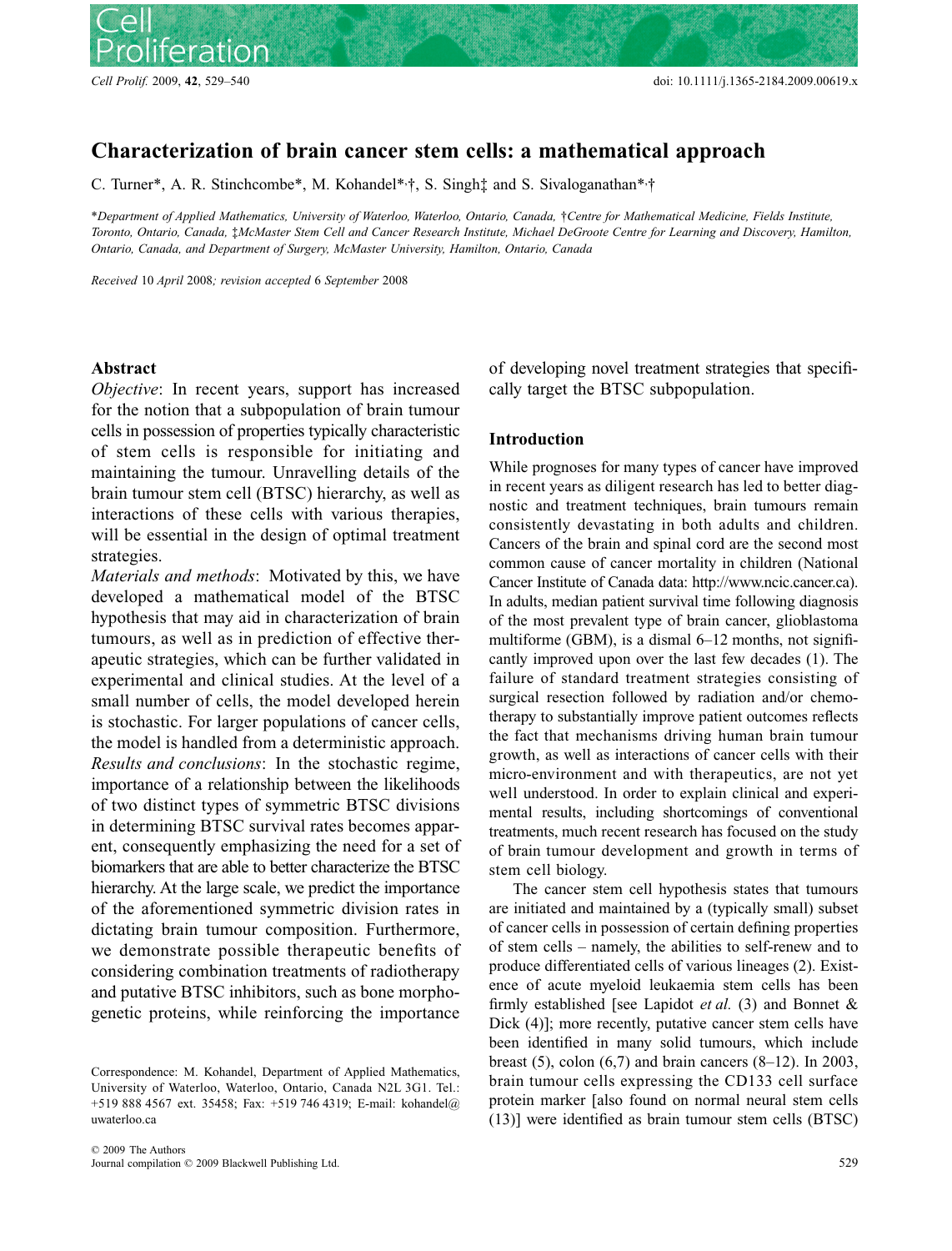# Characterization of brain cancer stem cells: a mathematical approach

C. Turner*, A. R. Stinchcombe*, M. Kohandel*,†, S. Singh‡ and S. Sivaloganathan*,†

*Department of Applied Mathematics, University of Waterloo, Waterloo, Ontario, Canada, †Centre for Mathematical Medicine, Fields Institute, Toronto, Ontario, Canada, ‡McMaster Stem Cell and Cancer Research Institute, Michael DeGroote Centre for Learning and Discovery, Hamilton, Ontario, Canada, and Department of Surgery, McMaster University, Hamilton, Ontario, Canada*

*Received* 10 *April* 2008*; revision accepted* 6 *September* 2008

## Abstract

*Objective*: In recent years, support has increased for the notion that a subpopulation of brain tumour cells in possession of properties typically characteristic of stem cells is responsible for initiating and maintaining the tumour. Unravelling details of the brain tumour stem cell (BTSC) hierarchy, as well as interactions of these cells with various therapies, will be essential in the design of optimal treatment strategies.

*Materials and methods*: Motivated by this, we have developed a mathematical model of the BTSC hypothesis that may aid in characterization of brain tumours, as well as in prediction of effective therapeutic strategies, which can be further validated in experimental and clinical studies. At the level of a small number of cells, the model developed herein is stochastic. For larger populations of cancer cells, the model is handled from a deterministic approach.

*Results and conclusions*: In the stochastic regime, importance of a relationship between the likelihoods of two distinct types of symmetric BTSC divisions in determining BTSC survival rates becomes apparent, consequently emphasizing the need for a set of biomarkers that are able to better characterize the BTSC hierarchy. At the large scale, we predict the importance of the aforementioned symmetric division rates in dictating brain tumour composition. Furthermore, we demonstrate possible therapeutic benefits of considering combination treatments of radiotherapy and putative BTSC inhibitors, such as bone morphogenetic proteins, while reinforcing the importance of developing novel treatment strategies that specifically target the BTSC subpopulation.

Correspondence: M. Kohandel, Department of Applied Mathematics, University of Waterloo, Waterloo, Ontario, Canada N2L 3G1. Tel.: +519 888 4567 ext. 35458; Fax: +519 746 4319; E-mail: kohandel@uwaterloo.ca

## Introduction

While prognoses for many types of cancer have improved in recent years as diligent research has led to better diagnostic and treatment techniques, brain tumours remain consistently devastating in both adults and children. Cancers of the brain and spinal cord are the second most common cause of cancer mortality in children (National Cancer Institute of Canada data: http://www.ncic.cancer.ca). In adults, median patient survival time following diagnosis of the most prevalent type of brain cancer, glioblastoma multiforme (GBM), is a dismal 6–12 months, not significantly improved upon over the last few decades (1). The failure of standard treatment strategies consisting of surgical resection followed by radiation and/or chemotherapy to substantially improve patient outcomes reflects the fact that mechanisms driving human brain tumour growth, as well as interactions of cancer cells with their micro-environment and with therapeutics, are not yet well understood. In order to explain clinical and experimental results, including shortcomings of conventional treatments, much recent research has focused on the study of brain tumour development and growth in terms of stem cell biology.

The cancer stem cell hypothesis states that tumours are initiated and maintained by a (typically small) subset of cancer cells in possession of certain defining properties of stem cells – namely, the abilities to self-renew and to produce differentiated cells of various lineages (2). Existence of acute myeloid leukaemia stem cells has been firmly established [see Lapidot *et al.* (3) and Bonnet & Dick (4)]; more recently, putative cancer stem cells have been identified in many solid tumours, which include breast (5), colon (6,7) and brain cancers (8–12). In 2003, brain tumour cells expressing the CD133 cell surface protein marker [also found on normal neural stem cells (13)] were identified as brain tumour stem cells (BTSC)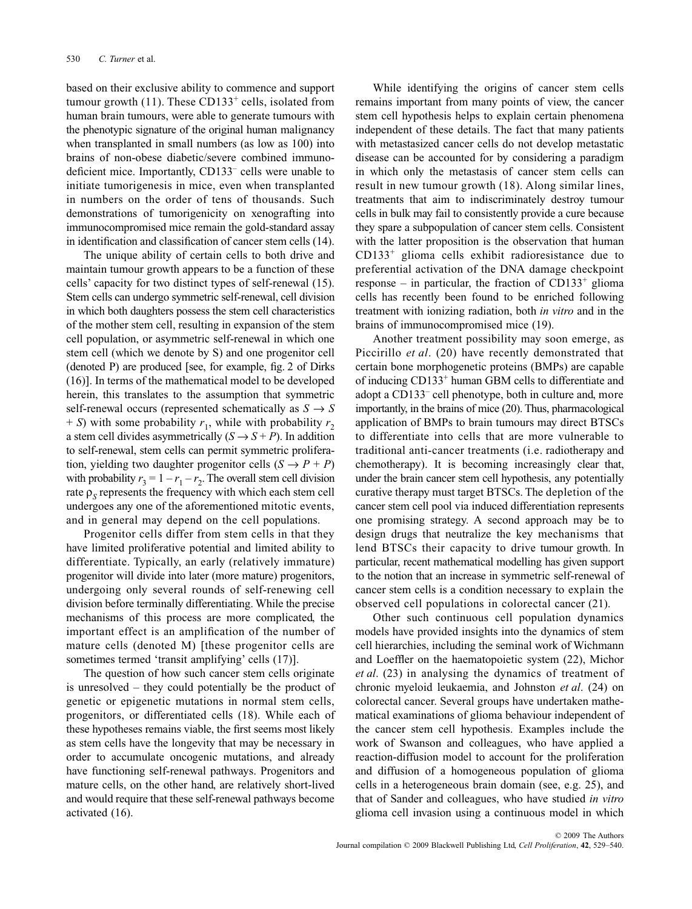based on their exclusive ability to commence and support tumour growth (11). These $CD133^+$ cells, isolated from human brain tumours, were able to generate tumours with the phenotypic signature of the original human malignancy when transplanted in small numbers (as low as 100) into brains of non-obese diabetic/severe combined immunodeficient mice. Importantly, $CD133^-$ cells were unable to initiate tumorigenesis in mice, even when transplanted in numbers on the order of tens of thousands. Such demonstrations of tumorigenicity on xenografting into immunocompromised mice remain the gold-standard assay in identification and classification of cancer stem cells (14).

The unique ability of certain cells to both drive and maintain tumour growth appears to be a function of these cells' capacity for two distinct types of self-renewal (15). Stem cells can undergo symmetric self-renewal, cell division in which both daughters possess the stem cell characteristics of the mother stem cell, resulting in expansion of the stem cell population, or asymmetric self-renewal in which one stem cell (which we denote by S) and one progenitor cell (denoted P) are produced [see, for example, fig. 2 of Dirks (16)]. In terms of the mathematical model to be developed herein, this translates to the assumption that symmetric self-renewal occurs (represented schematically as $S \rightarrow S + S$) with some probability $r_1$, while with probability $r_2$ a stem cell divides asymmetrically ($S \rightarrow S + P$). In addition to self-renewal, stem cells can permit symmetric proliferation, yielding two daughter progenitor cells ($S \rightarrow P + P$) with probability $r_3 = 1 - r_1 - r_2$. The overall stem cell division rate $\rho_S$ represents the frequency with which each stem cell undergoes any one of the aforementioned mitotic events, and in general may depend on the cell populations.

Progenitor cells differ from stem cells in that they have limited proliferative potential and limited ability to differentiate. Typically, an early (relatively immature) progenitor will divide into later (more mature) progenitors, undergoing only several rounds of self-renewing cell division before terminally differentiating. While the precise mechanisms of this process are more complicated, the important effect is an amplification of the number of mature cells (denoted M) [these progenitor cells are sometimes termed 'transit amplifying' cells (17)].

The question of how such cancer stem cells originate is unresolved – they could potentially be the product of genetic or epigenetic mutations in normal stem cells, progenitors, or differentiated cells (18). While each of these hypotheses remains viable, the first seems most likely as stem cells have the longevity that may be necessary in order to accumulate oncogenic mutations, and already have functioning self-renewal pathways. Progenitors and mature cells, on the other hand, are relatively short-lived and would require that these self-renewal pathways become activated (16).

While identifying the origins of cancer stem cells remains important from many points of view, the cancer stem cell hypothesis helps to explain certain phenomena independent of these details. The fact that many patients with metastasized cancer cells do not develop metastatic disease can be accounted for by considering a paradigm in which only the metastasis of cancer stem cells can result in new tumour growth (18). Along similar lines, treatments that aim to indiscriminately destroy tumour cells in bulk may fail to consistently provide a cure because they spare a subpopulation of cancer stem cells. Consistent with the latter proposition is the observation that human $CD133^+$ glioma cells exhibit radioresistance due to preferential activation of the DNA damage checkpoint response – in particular, the fraction of $CD133^+$ glioma cells has recently been found to be enriched following treatment with ionizing radiation, both *in vitro* and in the brains of immunocompromised mice (19).

Another treatment possibility may soon emerge, as Piccirillo *et al*. (20) have recently demonstrated that certain bone morphogenetic proteins (BMPs) are capable of inducing $CD133^+$ human GBM cells to differentiate and adopt a $CD133^-$ cell phenotype, both in culture and, more importantly, in the brains of mice (20). Thus, pharmacological application of BMPs to brain tumours may direct BTSCs to differentiate into cells that are more vulnerable to traditional anti-cancer treatments (i.e. radiotherapy and chemotherapy). It is becoming increasingly clear that, under the brain cancer stem cell hypothesis, any potentially curative therapy must target BTSCs. The depletion of the cancer stem cell pool via induced differentiation represents one promising strategy. A second approach may be to design drugs that neutralize the key mechanisms that lend BTSCs their capacity to drive tumour growth. In particular, recent mathematical modelling has given support to the notion that an increase in symmetric self-renewal of cancer stem cells is a condition necessary to explain the observed cell populations in colorectal cancer (21).

Other such continuous cell population dynamics models have provided insights into the dynamics of stem cell hierarchies, including the seminal work of Wichmann and Loeffler on the haematopoietic system (22), Michor *et al*. (23) in analysing the dynamics of treatment of chronic myeloid leukaemia, and Johnston *et al*. (24) on colorectal cancer. Several groups have undertaken mathematical examinations of glioma behaviour independent of the cancer stem cell hypothesis. Examples include the work of Swanson and colleagues, who have applied a reaction-diffusion model to account for the proliferation and diffusion of a homogeneous population of glioma cells in a heterogeneous brain domain (see, e.g. 25), and that of Sander and colleagues, who have studied *in vitro* glioma cell invasion using a continuous model in which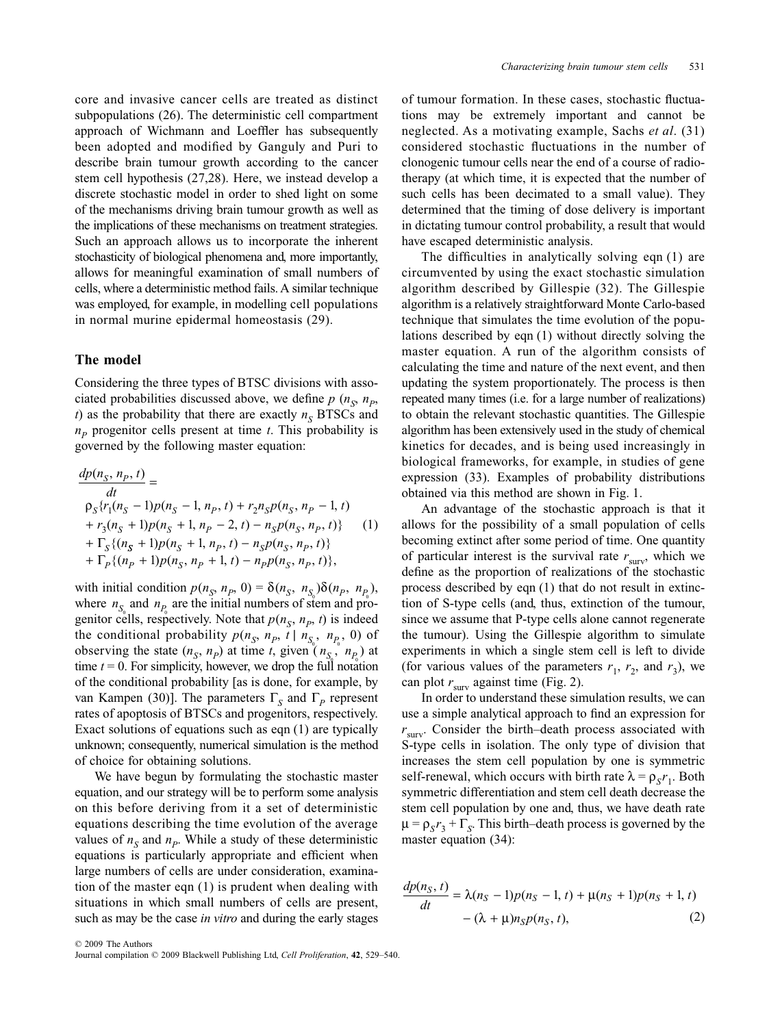core and invasive cancer cells are treated as distinct subpopulations (26). The deterministic cell compartment approach of Wichmann and Loeffler has subsequently been adopted and modified by Ganguly and Puri to describe brain tumour growth according to the cancer stem cell hypothesis (27,28). Here, we instead develop a discrete stochastic model in order to shed light on some of the mechanisms driving brain tumour growth as well as the implications of these mechanisms on treatment strategies. Such an approach allows us to incorporate the inherent stochasticity of biological phenomena and, more importantly, allows for meaningful examination of small numbers of cells, where a deterministic method fails. A similar technique was employed, for example, in modelling cell populations in normal murine epidermal homeostasis (29).

## The model

Considering the three types of BTSC divisions with associated probabilities discussed above, we define $p$ ($n_S$, $n_P$, $t$) as the probability that there are exactly $n_S$ BTSCs and $n_P$ progenitor cells present at time $t$. This probability is governed by the following master equation:

$$
\begin{aligned}
\frac{dp(n_S, n_P, t)}{dt} &= \\
&\rho_S\{r_1(n_S - 1)p(n_S - 1, n_P, t) + r_2 n_S p(n_S, n_P - 1, t) \\
&+ r_3(n_S + 1)p(n_S + 1, n_P - 2, t) - n_S p(n_S, n_P, t)\} \\
&+ \Gamma_S\{(n_S + 1)p(n_S + 1, n_P, t) - n_S p(n_S, n_P, t)\} \\
&+ \Gamma_P\{(n_P + 1)p(n_S, n_P + 1, t) - n_P p(n_S, n_P, t)\},
\end{aligned}
\tag{1}
$$

with initial condition $p(n_S, n_P, 0) = \delta(n_S, n_{S_0})\delta(n_P, n_{P_0})$, where $n_{S_0}$ and $n_{P_0}$ are the initial numbers of stem and progenitor cells, respectively. Note that $p(n_S, n_P, t)$ is indeed the conditional probability $p(n_S, n_P, t \mid n_{S_0}, n_{P_0}, 0)$ of observing the state ($n_S$, $n_P$) at time $t$, given ($n_{S_0}$, $n_{P_0}$) at time $t = 0$. For simplicity, however, we drop the full notation of the conditional probability [as is done, for example, by van Kampen (30)]. The parameters $\Gamma_S$ and $\Gamma_P$ represent rates of apoptosis of BTSCs and progenitors, respectively. Exact solutions of equations such as eqn (1) are typically unknown; consequently, numerical simulation is the method of choice for obtaining solutions.

We have begun by formulating the stochastic master equation, and our strategy will be to perform some analysis on this before deriving from it a set of deterministic equations describing the time evolution of the average values of $n_S$ and $n_P$. While a study of these deterministic equations is particularly appropriate and efficient when large numbers of cells are under consideration, examination of the master eqn (1) is prudent when dealing with situations in which small numbers of cells are present, such as may be the case *in vitro* and during the early stages of tumour formation. In these cases, stochastic fluctuations may be extremely important and cannot be neglected. As a motivating example, Sachs *et al*. (31) considered stochastic fluctuations in the number of clonogenic tumour cells near the end of a course of radiotherapy (at which time, it is expected that the number of such cells has been decimated to a small value). They determined that the timing of dose delivery is important in dictating tumour control probability, a result that would have escaped deterministic analysis.

The difficulties in analytically solving eqn (1) are circumvented by using the exact stochastic simulation algorithm described by Gillespie (32). The Gillespie algorithm is a relatively straightforward Monte Carlo-based technique that simulates the time evolution of the populations described by eqn (1) without directly solving the master equation. A run of the algorithm consists of calculating the time and nature of the next event, and then updating the system proportionately. The process is then repeated many times (i.e. for a large number of realizations) to obtain the relevant stochastic quantities. The Gillespie algorithm has been extensively used in the study of chemical kinetics for decades, and is being used increasingly in biological frameworks, for example, in studies of gene expression (33). Examples of probability distributions obtained via this method are shown in Fig. 1.

An advantage of the stochastic approach is that it allows for the possibility of a small population of cells becoming extinct after some period of time. One quantity of particular interest is the survival rate $r_{surv}$, which we define as the proportion of realizations of the stochastic process described by eqn (1) that do not result in extinction of S-type cells (and, thus, extinction of the tumour, since we assume that P-type cells alone cannot regenerate the tumour). Using the Gillespie algorithm to simulate experiments in which a single stem cell is left to divide (for various values of the parameters $r_1$, $r_2$, and $r_3$), we can plot $r_{surv}$ against time (Fig. 2).

In order to understand these simulation results, we can use a simple analytical approach to find an expression for $r_{surv}$. Consider the birth–death process associated with S-type cells in isolation. The only type of division that increases the stem cell population by one is symmetric self-renewal, which occurs with birth rate $\lambda = \rho_S r_1$. Both symmetric differentiation and stem cell death decrease the stem cell population by one and, thus, we have death rate $\mu = \rho_S r_3 + \Gamma_S$. This birth–death process is governed by the master equation (34):

$$
\frac{dp(n_S, t)}{dt} = \lambda(n_S - 1)p(n_S - 1, t) + \mu(n_S + 1)p(n_S + 1, t) - (\lambda + \mu)n_S p(n_S, t),
\tag{2}
$$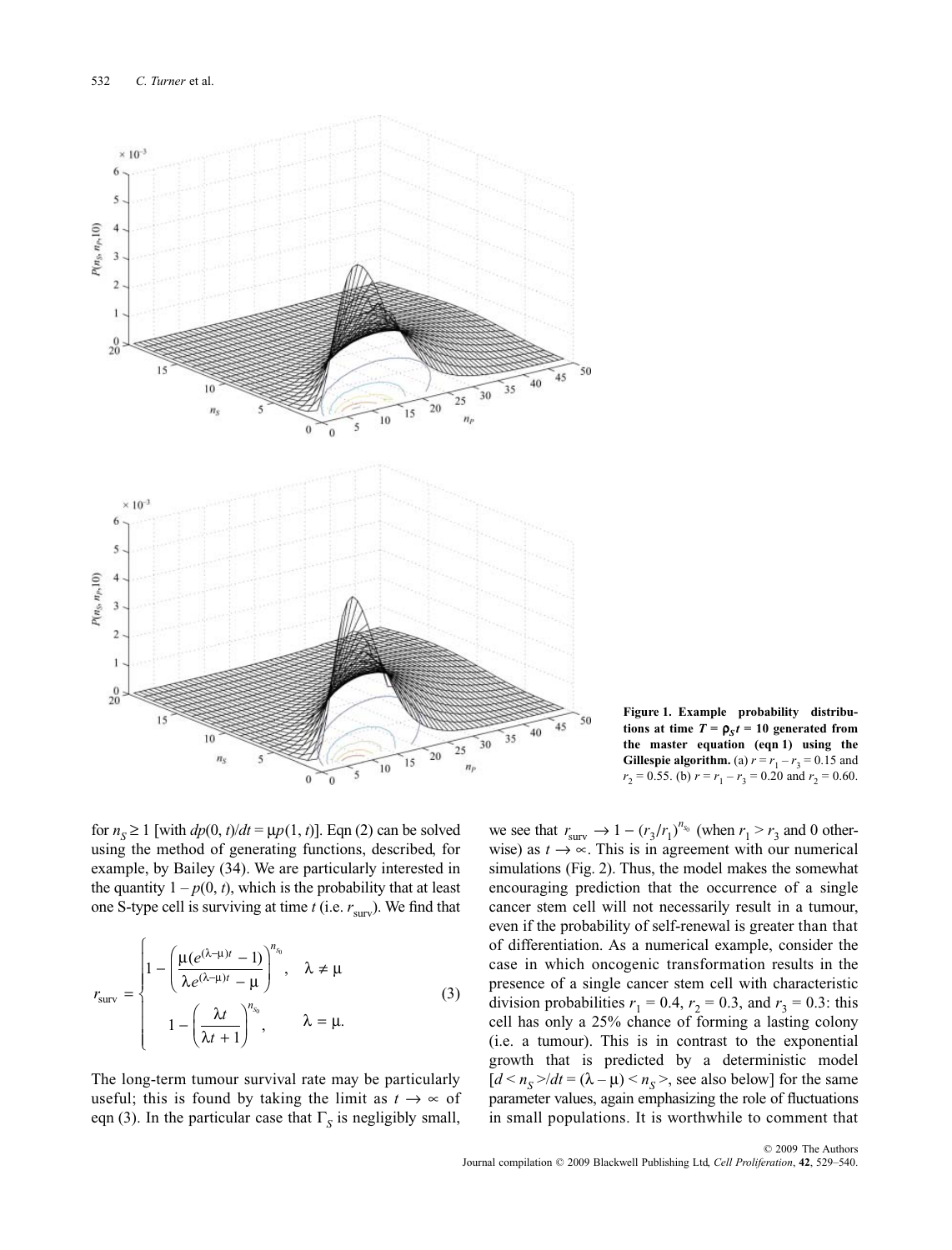**Figure 1. Example probability distributions at time $T = \rho_S t = 10$ generated from the master equation (eqn 1) using the Gillespie algorithm.** (a) $r = r_1 - r_3 = 0.15$ and $r_2 = 0.55$. (b) $r = r_1 - r_3 = 0.20$ and $r_2 = 0.60$.

for $n_S \geq 1$ [with $dp(0, t)/dt = \mu p(1, t)$]. Eqn (2) can be solved using the method of generating functions, described, for example, by Bailey (34). We are particularly interested in the quantity $1 - p(0, t)$, which is the probability that at least one S-type cell is surviving at time $t$ (i.e. $r_{\text{surv}}$). We find that

$$r_{\text{surv}} = \begin{cases} 1 - \left( \dfrac{\mu(e^{(\lambda-\mu)t} - 1)}{\lambda e^{(\lambda-\mu)t} - \mu} \right)^{n_{S_0}}, & \lambda \neq \mu \\ 1 - \left( \dfrac{\lambda t}{\lambda t + 1} \right)^{n_{S_0}}, & \lambda = \mu. \end{cases} \tag{3}$$

The long-term tumour survival rate may be particularly useful; this is found by taking the limit as $t \to \infty$ of eqn (3). In the particular case that $\Gamma_S$ is negligibly small, we see that $r_{\text{surv}} \to 1 - (r_3/r_1)^{n_{S_0}}$ (when $r_1 > r_3$ and 0 otherwise) as $t \to \infty$. This is in agreement with our numerical simulations (Fig. 2). Thus, the model makes the somewhat encouraging prediction that the occurrence of a single cancer stem cell will not necessarily result in a tumour, even if the probability of self-renewal is greater than that of differentiation. As a numerical example, consider the case in which oncogenic transformation results in the presence of a single cancer stem cell with characteristic division probabilities $r_1 = 0.4$, $r_2 = 0.3$, and $r_3 = 0.3$: this cell has only a 25% chance of forming a lasting colony (i.e. a tumour). This is in contrast to the exponential growth that is predicted by a deterministic model [$d < n_S >/dt = (\lambda - \mu) < n_S >$, see also below] for the same parameter values, again emphasizing the role of fluctuations in small populations. It is worthwhile to comment that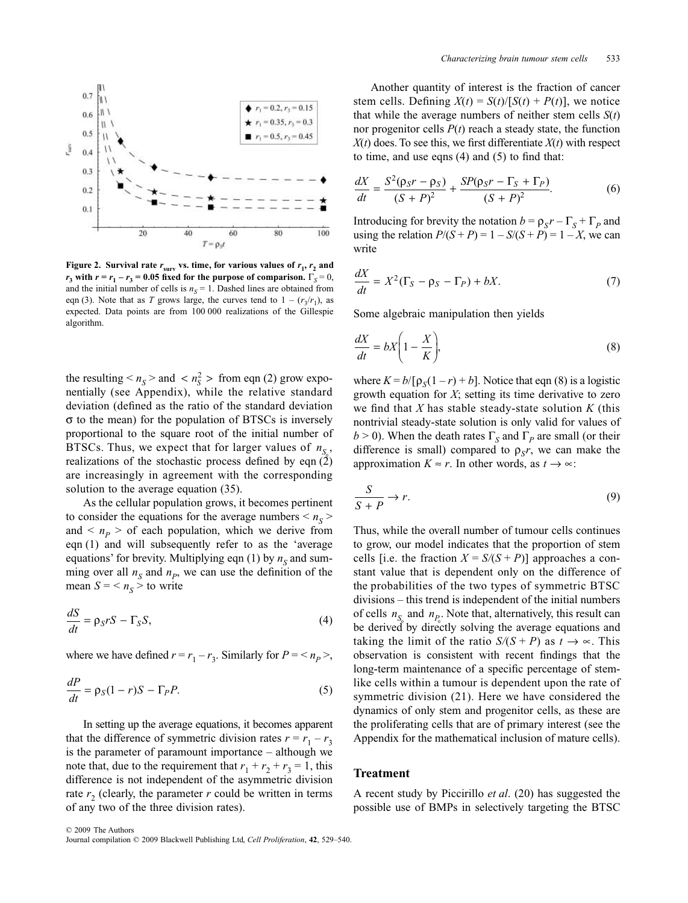Figure 2. **Survival rate $r_{surv}$ vs. time, for various values of $r_1$, $r_2$ and $r_3$ with $r = r_1 - r_3 = 0.05$ fixed for the purpose of comparison.** $\Gamma_S = 0$, and the initial number of cells is $n_S = 1$. Dashed lines are obtained from eqn (3). Note that as $T$ grows large, the curves tend to $1 - (r_3/r_1)$, as expected. Data points are from 100 000 realizations of the Gillespie algorithm.

the resulting $< n_S >$ and $< n_S^2 >$ from eqn (2) grow exponentially (see Appendix), while the relative standard deviation (defined as the ratio of the standard deviation $\sigma$ to the mean) for the population of BTSCs is inversely proportional to the square root of the initial number of BTSCs. Thus, we expect that for larger values of $n_{S_0}$, realizations of the stochastic process defined by eqn (2) are increasingly in agreement with the corresponding solution to the average equation (35).

As the cellular population grows, it becomes pertinent to consider the equations for the average numbers $< n_S >$ and $< n_P >$ of each population, which we derive from eqn (1) and will subsequently refer to as the 'average equations' for brevity. Multiplying eqn (1) by $n_S$ and summing over all $n_S$ and $n_P$, we can use the definition of the mean $S = < n_S >$ to write

$$\frac{dS}{dt} = \rho_S r S - \Gamma_S S, \tag{4}$$

where we have defined $r = r_1 - r_3$. Similarly for $P = < n_P >$,

$$\frac{dP}{dt} = \rho_S (1 - r) S - \Gamma_P P. \tag{5}$$

In setting up the average equations, it becomes apparent that the difference of symmetric division rates $r = r_1 - r_3$ is the parameter of paramount importance – although we note that, due to the requirement that $r_1 + r_2 + r_3 = 1$, this difference is not independent of the asymmetric division rate $r_2$ (clearly, the parameter $r$ could be written in terms of any two of the three division rates).

Another quantity of interest is the fraction of cancer stem cells. Defining $X(t) = S(t)/[S(t) + P(t)]$, we notice that while the average numbers of neither stem cells $S(t)$ nor progenitor cells $P(t)$ reach a steady state, the function $X(t)$ does. To see this, we first differentiate $X(t)$ with respect to time, and use eqns (4) and (5) to find that:

$$\frac{dX}{dt} = \frac{S^2(\rho_S r - \rho_S)}{(S + P)^2} + \frac{SP(\rho_S r - \Gamma_S + \Gamma_P)}{(S + P)^2}. \tag{6}$$

Introducing for brevity the notation $b = \rho_S r - \Gamma_S + \Gamma_P$ and using the relation $P/(S + P) = 1 - S/(S + P) = 1 - X$, we can write

$$\frac{dX}{dt} = X^2(\Gamma_S - \rho_S - \Gamma_P) + bX. \tag{7}$$

Some algebraic manipulation then yields

$$\frac{dX}{dt} = bX\left(1 - \frac{X}{K}\right), \tag{8}$$

where $K = b/[\rho_S(1 - r) + b]$. Notice that eqn (8) is a logistic growth equation for $X$; setting its time derivative to zero we find that $X$ has stable steady-state solution $K$ (this nontrivial steady-state solution is only valid for values of $b > 0$). When the death rates $\Gamma_S$ and $\Gamma_P$ are small (or their difference is small) compared to $\rho_S r$, we can make the approximation $K \approx r$. In other words, as $t \to \infty$:

$$\frac{S}{S + P} \to r. \tag{9}$$

Thus, while the overall number of tumour cells continues to grow, our model indicates that the proportion of stem cells [i.e. the fraction $X = S/(S + P)$] approaches a constant value that is dependent only on the difference of the probabilities of the two types of symmetric BTSC divisions – this trend is independent of the initial numbers of cells $n_{S_0}$ and $n_{P_0}$. Note that, alternatively, this result can be derived by directly solving the average equations and taking the limit of the ratio $S/(S + P)$ as $t \to \infty$. This observation is consistent with recent findings that the long-term maintenance of a specific percentage of stem-like cells within a tumour is dependent upon the rate of symmetric division (21). Here we have considered the dynamics of only stem and progenitor cells, as these are the proliferating cells that are of primary interest (see the Appendix for the mathematical inclusion of mature cells).

## Treatment

A recent study by Piccirillo *et al*. (20) has suggested the possible use of BMPs in selectively targeting the BTSC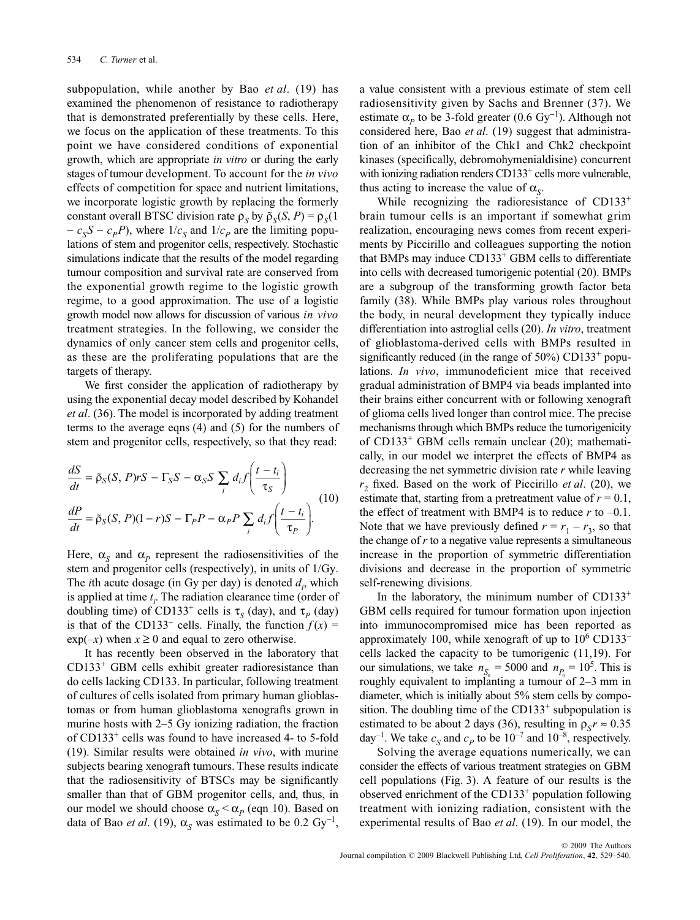subpopulation, while another by Bao *et al*. (19) has examined the phenomenon of resistance to radiotherapy that is demonstrated preferentially by these cells. Here, we focus on the application of these treatments. To this point we have considered conditions of exponential growth, which are appropriate *in vitro* or during the early stages of tumour development. To account for the *in vivo* effects of competition for space and nutrient limitations, we incorporate logistic growth by replacing the formerly constant overall BTSC division rate $\rho_S$ by $\tilde{\rho}_S(S, P) = \rho_S(1 - c_S S - c_P P)$, where $1/c_S$ and $1/c_P$ are the limiting populations of stem and progenitor cells, respectively. Stochastic simulations indicate that the results of the model regarding tumour composition and survival rate are conserved from the exponential growth regime to the logistic growth regime, to a good approximation. The use of a logistic growth model now allows for discussion of various *in vivo* treatment strategies. In the following, we consider the dynamics of only cancer stem cells and progenitor cells, as these are the proliferating populations that are the targets of therapy.

We first consider the application of radiotherapy by using the exponential decay model described by Kohandel *et al*. (36). The model is incorporated by adding treatment terms to the average eqns (4) and (5) for the numbers of stem and progenitor cells, respectively, so that they read:

$$
\begin{aligned}
\frac{dS}{dt} &= \tilde{\rho}_S(S, P)rS - \Gamma_S S - \alpha_S S \sum_i d_i f\left(\frac{t - t_i}{\tau_S}\right) \\
\frac{dP}{dt} &= \tilde{\rho}_S(S, P)(1 - r)S - \Gamma_P P - \alpha_P P \sum_i d_i f\left(\frac{t - t_i}{\tau_P}\right).
\end{aligned}
\tag{10}
$$

Here, $\alpha_S$ and $\alpha_P$ represent the radiosensitivities of the stem and progenitor cells (respectively), in units of 1/Gy. The $i$th acute dosage (in Gy per day) is denoted $d_i$, which is applied at time $t_i$. The radiation clearance time (order of doubling time) of CD133$^+$ cells is $\tau_S$ (day), and $\tau_P$ (day) is that of the CD133$^-$ cells. Finally, the function $f(x) = \exp(-x)$ when $x \geq 0$ and equal to zero otherwise.

It has recently been observed in the laboratory that CD133$^+$ GBM cells exhibit greater radioresistance than do cells lacking CD133. In particular, following treatment of cultures of cells isolated from primary human glioblastomas or from human glioblastoma xenografts grown in murine hosts with 2–5 Gy ionizing radiation, the fraction of CD133$^+$ cells was found to have increased 4- to 5-fold (19). Similar results were obtained *in vivo*, with murine subjects bearing xenograft tumours. These results indicate that the radiosensitivity of BTSCs may be significantly smaller than that of GBM progenitor cells, and, thus, in our model we should choose $\alpha_S < \alpha_P$ (eqn 10). Based on data of Bao *et al*. (19), $\alpha_S$ was estimated to be 0.2 Gy$^{-1}$, a value consistent with a previous estimate of stem cell radiosensitivity given by Sachs and Brenner (37). We estimate $\alpha_P$ to be 3-fold greater (0.6 Gy$^{-1}$). Although not considered here, Bao *et al*. (19) suggest that administration of an inhibitor of the Chk1 and Chk2 checkpoint kinases (specifically, debromohymenialdisine) concurrent with ionizing radiation renders CD133$^+$ cells more vulnerable, thus acting to increase the value of $\alpha_S$.

While recognizing the radioresistance of CD133$^+$ brain tumour cells is an important if somewhat grim realization, encouraging news comes from recent experiments by Piccirillo and colleagues supporting the notion that BMPs may induce CD133$^+$ GBM cells to differentiate into cells with decreased tumorigenic potential (20). BMPs are a subgroup of the transforming growth factor beta family (38). While BMPs play various roles throughout the body, in neural development they typically induce differentiation into astroglial cells (20). *In vitro*, treatment of glioblastoma-derived cells with BMPs resulted in significantly reduced (in the range of 50%) CD133$^+$ populations. *In vivo*, immunodeficient mice that received gradual administration of BMP4 via beads implanted into their brains either concurrent with or following xenograft of glioma cells lived longer than control mice. The precise mechanisms through which BMPs reduce the tumorigenicity of CD133$^+$ GBM cells remain unclear (20); mathematically, in our model we interpret the effects of BMP4 as decreasing the net symmetric division rate $r$ while leaving $r_2$ fixed. Based on the work of Piccirillo *et al*. (20), we estimate that, starting from a pretreatment value of $r = 0.1$, the effect of treatment with BMP4 is to reduce $r$ to $-0.1$. Note that we have previously defined $r = r_1 - r_3$, so that the change of $r$ to a negative value represents a simultaneous increase in the proportion of symmetric differentiation divisions and decrease in the proportion of symmetric self-renewing divisions.

In the laboratory, the minimum number of CD133$^+$ GBM cells required for tumour formation upon injection into immunocompromised mice has been reported as approximately 100, while xenograft of up to $10^6$ CD133$^-$ cells lacked the capacity to be tumorigenic (11,19). For our simulations, we take $n_{S_0} = 5000$ and $n_{P_0} = 10^5$. This is roughly equivalent to implanting a tumour of 2–3 mm in diameter, which is initially about 5% stem cells by composition. The doubling time of the CD133$^+$ subpopulation is estimated to be about 2 days (36), resulting in $\rho_S r \approx 0.35$ day$^{-1}$. We take $c_S$ and $c_P$ to be $10^{-7}$ and $10^{-8}$, respectively.

Solving the average equations numerically, we can consider the effects of various treatment strategies on GBM cell populations (Fig. 3). A feature of our results is the observed enrichment of the CD133$^+$ population following treatment with ionizing radiation, consistent with the experimental results of Bao *et al*. (19). In our model, the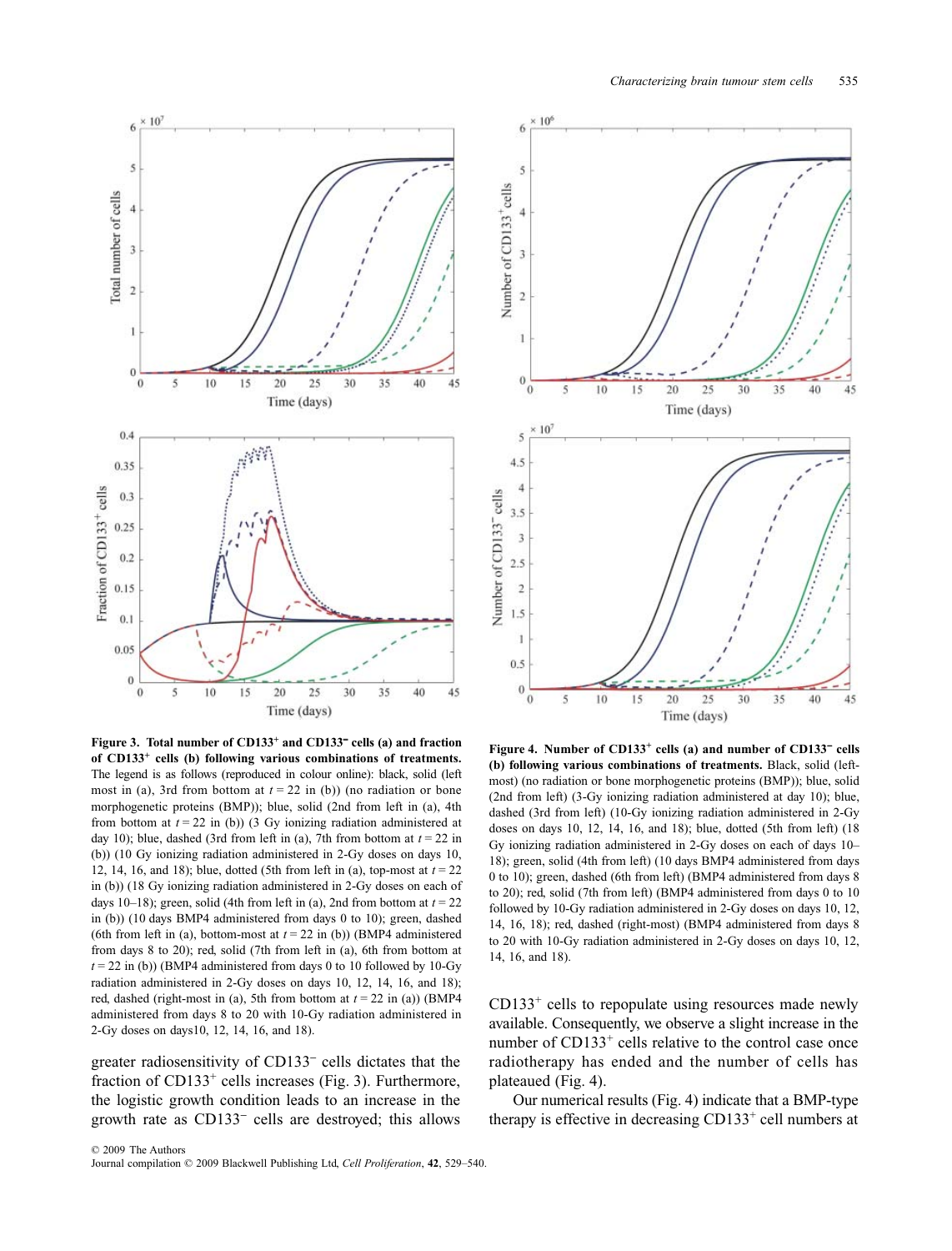**Figure 3. Total number of CD133$^+$ and CD133$^-$ cells (a) and fraction of CD133$^+$ cells (b) following various combinations of treatments.** The legend is as follows (reproduced in colour online): black, solid (left most in (a), 3rd from bottom at $t = 22$ in (b)) (no radiation or bone morphogenetic proteins (BMP)); blue, solid (2nd from left in (a), 4th from bottom at $t = 22$ in (b)) (3 Gy ionizing radiation administered at day 10); blue, dashed (3rd from left in (a), 7th from bottom at $t = 22$ in (b)) (10 Gy ionizing radiation administered in 2-Gy doses on days 10, 12, 14, 16, and 18); blue, dotted (5th from left in (a), top-most at $t = 22$ in (b)) (18 Gy ionizing radiation administered in 2-Gy doses on each of days 10–18); green, solid (4th from left in (a), 2nd from bottom at $t = 22$ in (b)) (10 days BMP4 administered from days 0 to 10); green, dashed (6th from left in (a), bottom-most at $t = 22$ in (b)) (BMP4 administered from days 8 to 20); red, solid (7th from left in (a), 6th from bottom at $t = 22$ in (b)) (BMP4 administered from days 0 to 10 followed by 10-Gy radiation administered in 2-Gy doses on days 10, 12, 14, 16, and 18); red, dashed (right-most in (a), 5th from bottom at $t = 22$ in (a)) (BMP4 administered from days 8 to 20 with 10-Gy radiation administered in 2-Gy doses on days10, 12, 14, 16, and 18).

**Figure 4. Number of CD133$^+$ cells (a) and number of CD133$^-$ cells (b) following various combinations of treatments.** Black, solid (left-most) (no radiation or bone morphogenetic proteins (BMP)); blue, solid (2nd from left) (3-Gy ionizing radiation administered at day 10); blue, dashed (3rd from left) (10-Gy ionizing radiation administered in 2-Gy doses on days 10, 12, 14, 16, and 18); blue, dotted (5th from left) (18 Gy ionizing radiation administered in 2-Gy doses on each of days 10–18); green, solid (4th from left) (10 days BMP4 administered from days 0 to 10); green, dashed (6th from left) (BMP4 administered from days 8 to 20); red, solid (7th from left) (BMP4 administered from days 0 to 10 followed by 10-Gy radiation administered in 2-Gy doses on days 10, 12, 14, 16, 18); red, dashed (right-most) (BMP4 administered from days 8 to 20 with 10-Gy radiation administered in 2-Gy doses on days 10, 12, 14, 16, and 18).

greater radiosensitivity of CD133$^-$ cells dictates that the fraction of CD133$^+$ cells increases (Fig. 3). Furthermore, the logistic growth condition leads to an increase in the growth rate as CD133$^-$ cells are destroyed; this allows CD133$^+$ cells to repopulate using resources made newly available. Consequently, we observe a slight increase in the number of CD133$^+$ cells relative to the control case once radiotherapy has ended and the number of cells has plateaued (Fig. 4).

Our numerical results (Fig. 4) indicate that a BMP-type therapy is effective in decreasing CD133$^+$ cell numbers at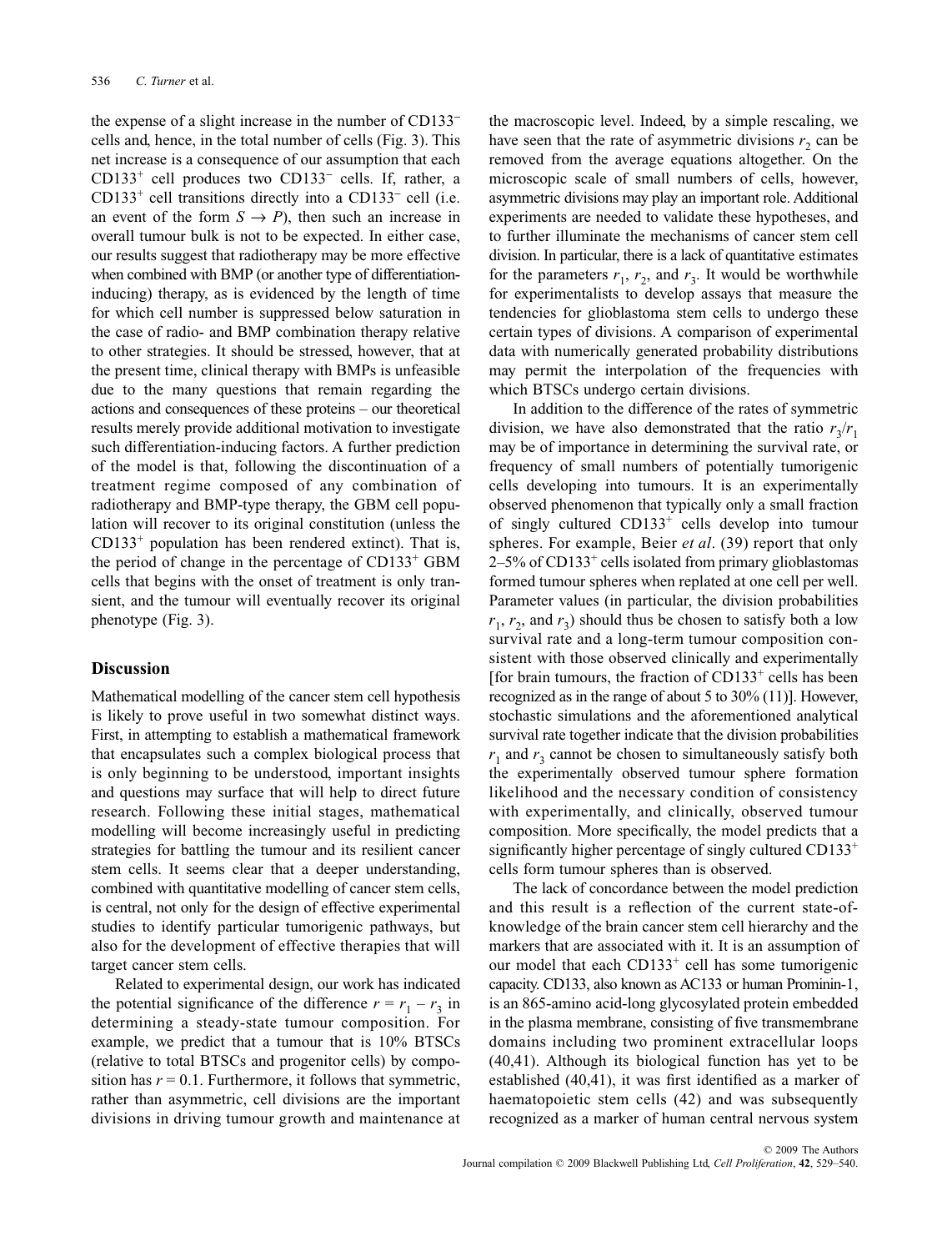the expense of a slight increase in the number of CD133$^-$ cells and, hence, in the total number of cells (Fig. 3). This net increase is a consequence of our assumption that each CD133$^+$ cell produces two CD133$^-$ cells. If, rather, a CD133$^+$ cell transitions directly into a CD133$^-$ cell (i.e. an event of the form $S \rightarrow P$), then such an increase in overall tumour bulk is not to be expected. In either case, our results suggest that radiotherapy may be more effective when combined with BMP (or another type of differentiation-inducing) therapy, as is evidenced by the length of time for which cell number is suppressed below saturation in the case of radio- and BMP combination therapy relative to other strategies. It should be stressed, however, that at the present time, clinical therapy with BMPs is unfeasible due to the many questions that remain regarding the actions and consequences of these proteins – our theoretical results merely provide additional motivation to investigate such differentiation-inducing factors. A further prediction of the model is that, following the discontinuation of a treatment regime composed of any combination of radiotherapy and BMP-type therapy, the GBM cell population will recover to its original constitution (unless the CD133$^+$ population has been rendered extinct). That is, the period of change in the percentage of CD133$^+$ GBM cells that begins with the onset of treatment is only transient, and the tumour will eventually recover its original phenotype (Fig. 3).

## Discussion

Mathematical modelling of the cancer stem cell hypothesis is likely to prove useful in two somewhat distinct ways. First, in attempting to establish a mathematical framework that encapsulates such a complex biological process that is only beginning to be understood, important insights and questions may surface that will help to direct future research. Following these initial stages, mathematical modelling will become increasingly useful in predicting strategies for battling the tumour and its resilient cancer stem cells. It seems clear that a deeper understanding, combined with quantitative modelling of cancer stem cells, is central, not only for the design of effective experimental studies to identify particular tumorigenic pathways, but also for the development of effective therapies that will target cancer stem cells.

Related to experimental design, our work has indicated the potential significance of the difference $r = r_1 - r_3$ in determining a steady-state tumour composition. For example, we predict that a tumour that is 10% BTSCs (relative to total BTSCs and progenitor cells) by composition has $r = 0.1$. Furthermore, it follows that symmetric, rather than asymmetric, cell divisions are the important divisions in driving tumour growth and maintenance at the macroscopic level. Indeed, by a simple rescaling, we have seen that the rate of asymmetric divisions $r_2$ can be removed from the average equations altogether. On the microscopic scale of small numbers of cells, however, asymmetric divisions may play an important role. Additional experiments are needed to validate these hypotheses, and to further illuminate the mechanisms of cancer stem cell division. In particular, there is a lack of quantitative estimates for the parameters $r_1$, $r_2$, and $r_3$. It would be worthwhile for experimentalists to develop assays that measure the tendencies for glioblastoma stem cells to undergo these certain types of divisions. A comparison of experimental data with numerically generated probability distributions may permit the interpolation of the frequencies with which BTSCs undergo certain divisions.

In addition to the difference of the rates of symmetric division, we have also demonstrated that the ratio $r_3/r_1$ may be of importance in determining the survival rate, or frequency of small numbers of potentially tumorigenic cells developing into tumours. It is an experimentally observed phenomenon that typically only a small fraction of singly cultured CD133$^+$ cells develop into tumour spheres. For example, Beier *et al*. (39) report that only 2–5% of CD133$^+$ cells isolated from primary glioblastomas formed tumour spheres when replated at one cell per well. Parameter values (in particular, the division probabilities $r_1$, $r_2$, and $r_3$) should thus be chosen to satisfy both a low survival rate and a long-term tumour composition consistent with those observed clinically and experimentally [for brain tumours, the fraction of CD133$^+$ cells has been recognized as in the range of about 5 to 30% (11)]. However, stochastic simulations and the aforementioned analytical survival rate together indicate that the division probabilities $r_1$ and $r_3$ cannot be chosen to simultaneously satisfy both the experimentally observed tumour sphere formation likelihood and the necessary condition of consistency with experimentally, and clinically, observed tumour composition. More specifically, the model predicts that a significantly higher percentage of singly cultured CD133$^+$ cells form tumour spheres than is observed.

The lack of concordance between the model prediction and this result is a reflection of the current state-of-knowledge of the brain cancer stem cell hierarchy and the markers that are associated with it. It is an assumption of our model that each CD133$^+$ cell has some tumorigenic capacity. CD133, also known as AC133 or human Prominin-1, is an 865-amino acid-long glycosylated protein embedded in the plasma membrane, consisting of five transmembrane domains including two prominent extracellular loops (40,41). Although its biological function has yet to be established (40,41), it was first identified as a marker of haematopoietic stem cells (42) and was subsequently recognized as a marker of human central nervous system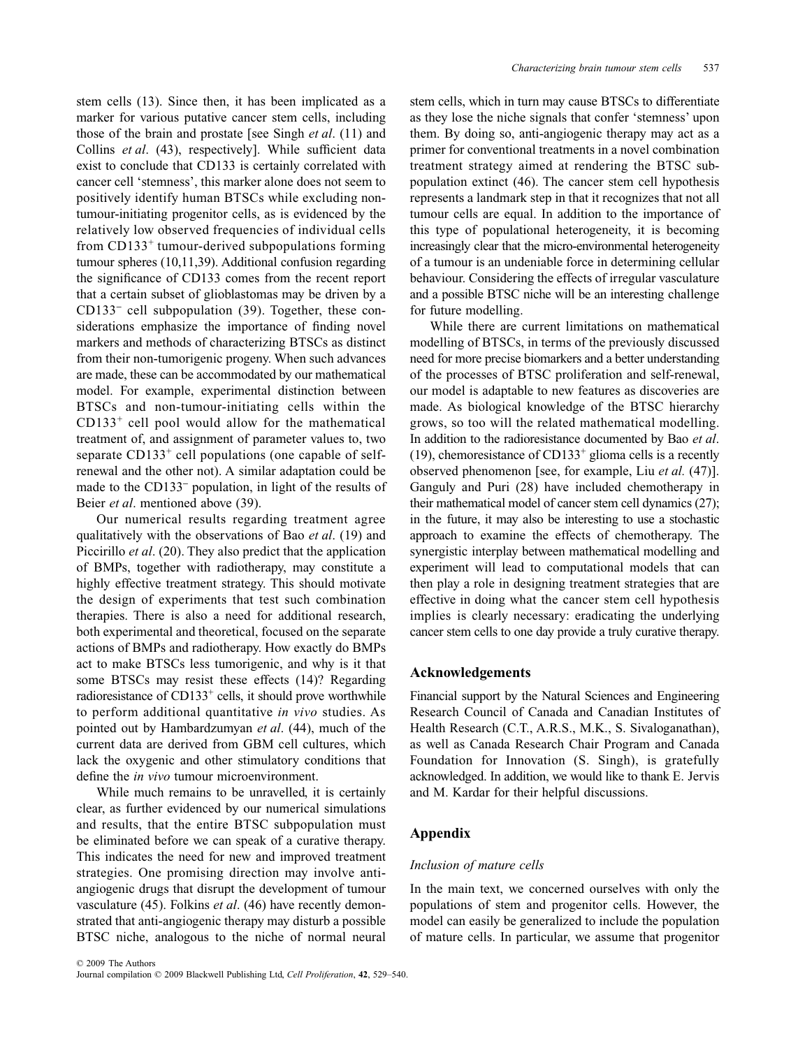stem cells (13). Since then, it has been implicated as a marker for various putative cancer stem cells, including those of the brain and prostate [see Singh *et al*. (11) and Collins *et al*. (43), respectively]. While sufficient data exist to conclude that CD133 is certainly correlated with cancer cell 'stemness', this marker alone does not seem to positively identify human BTSCs while excluding non-tumour-initiating progenitor cells, as is evidenced by the relatively low observed frequencies of individual cells from $CD133^+$ tumour-derived subpopulations forming tumour spheres (10,11,39). Additional confusion regarding the significance of CD133 comes from the recent report that a certain subset of glioblastomas may be driven by a $CD133^-$ cell subpopulation (39). Together, these considerations emphasize the importance of finding novel markers and methods of characterizing BTSCs as distinct from their non-tumorigenic progeny. When such advances are made, these can be accommodated by our mathematical model. For example, experimental distinction between BTSCs and non-tumour-initiating cells within the $CD133^+$ cell pool would allow for the mathematical treatment of, and assignment of parameter values to, two separate $CD133^+$ cell populations (one capable of self-renewal and the other not). A similar adaptation could be made to the $CD133^-$ population, in light of the results of Beier *et al*. mentioned above (39).

Our numerical results regarding treatment agree qualitatively with the observations of Bao *et al*. (19) and Piccirillo *et al*. (20). They also predict that the application of BMPs, together with radiotherapy, may constitute a highly effective treatment strategy. This should motivate the design of experiments that test such combination therapies. There is also a need for additional research, both experimental and theoretical, focused on the separate actions of BMPs and radiotherapy. How exactly do BMPs act to make BTSCs less tumorigenic, and why is it that some BTSCs may resist these effects (14)? Regarding radioresistance of $CD133^+$ cells, it should prove worthwhile to perform additional quantitative *in vivo* studies. As pointed out by Hambardzumyan *et al*. (44), much of the current data are derived from GBM cell cultures, which lack the oxygenic and other stimulatory conditions that define the *in vivo* tumour microenvironment.

While much remains to be unravelled, it is certainly clear, as further evidenced by our numerical simulations and results, that the entire BTSC subpopulation must be eliminated before we can speak of a curative therapy. This indicates the need for new and improved treatment strategies. One promising direction may involve anti-angiogenic drugs that disrupt the development of tumour vasculature (45). Folkins *et al*. (46) have recently demonstrated that anti-angiogenic therapy may disturb a possible BTSC niche, analogous to the niche of normal neural stem cells, which in turn may cause BTSCs to differentiate as they lose the niche signals that confer 'stemness' upon them. By doing so, anti-angiogenic therapy may act as a primer for conventional treatments in a novel combination treatment strategy aimed at rendering the BTSC subpopulation extinct (46). The cancer stem cell hypothesis represents a landmark step in that it recognizes that not all tumour cells are equal. In addition to the importance of this type of populational heterogeneity, it is becoming increasingly clear that the micro-environmental heterogeneity of a tumour is an undeniable force in determining cellular behaviour. Considering the effects of irregular vasculature and a possible BTSC niche will be an interesting challenge for future modelling.

While there are current limitations on mathematical modelling of BTSCs, in terms of the previously discussed need for more precise biomarkers and a better understanding of the processes of BTSC proliferation and self-renewal, our model is adaptable to new features as discoveries are made. As biological knowledge of the BTSC hierarchy grows, so too will the related mathematical modelling. In addition to the radioresistance documented by Bao *et al*. (19), chemoresistance of $CD133^+$ glioma cells is a recently observed phenomenon [see, for example, Liu *et al.* (47)]. Ganguly and Puri (28) have included chemotherapy in their mathematical model of cancer stem cell dynamics (27); in the future, it may also be interesting to use a stochastic approach to examine the effects of chemotherapy. The synergistic interplay between mathematical modelling and experiment will lead to computational models that can then play a role in designing treatment strategies that are effective in doing what the cancer stem cell hypothesis implies is clearly necessary: eradicating the underlying cancer stem cells to one day provide a truly curative therapy.

## Acknowledgements

Financial support by the Natural Sciences and Engineering Research Council of Canada and Canadian Institutes of Health Research (C.T., A.R.S., M.K., S. Sivaloganathan), as well as Canada Research Chair Program and Canada Foundation for Innovation (S. Singh), is gratefully acknowledged. In addition, we would like to thank E. Jervis and M. Kardar for their helpful discussions.

## Appendix

### *Inclusion of mature cells*

In the main text, we concerned ourselves with only the populations of stem and progenitor cells. However, the model can easily be generalized to include the population of mature cells. In particular, we assume that progenitor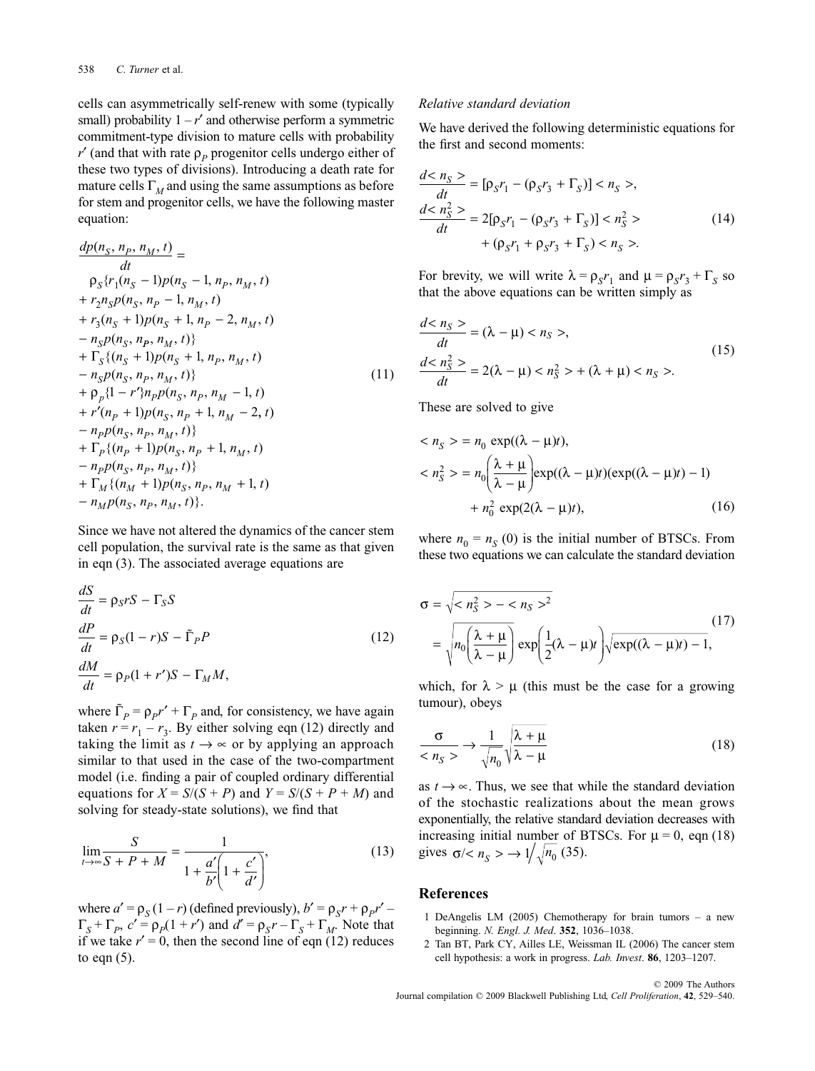cells can asymmetrically self-renew with some (typically small) probability $1 - r'$ and otherwise perform a symmetric commitment-type division to mature cells with probability $r'$ (and that with rate $\rho_P$ progenitor cells undergo either of these two types of divisions). Introducing a death rate for mature cells $\Gamma_M$ and using the same assumptions as before for stem and progenitor cells, we have the following master equation:

$$
\begin{aligned}
\frac{dp(n_S, n_P, n_M, t)}{dt} &= \\
&\rho_S\{r_1(n_S - 1)p(n_S - 1, n_P, n_M, t) \\
&+ r_2 n_S p(n_S, n_P - 1, n_M, t) \\
&+ r_3(n_S + 1)p(n_S + 1, n_P - 2, n_M, t) \\
&- n_S p(n_S, n_P, n_M, t)\} \\
&+ \Gamma_S\{(n_S + 1)p(n_S + 1, n_P, n_M, t) \\
&- n_S p(n_S, n_P, n_M, t)\} \\
&+ \rho_p\{1 - r'\}n_P p(n_S, n_P, n_M - 1, t) \\
&+ r'(n_P + 1)p(n_S, n_P + 1, n_M - 2, t) \\
&- n_P p(n_S, n_P, n_M, t)\} \\
&+ \Gamma_P\{(n_P + 1)p(n_S, n_P + 1, n_M, t) \\
&- n_P p(n_S, n_P, n_M, t)\} \\
&+ \Gamma_M\{(n_M + 1)p(n_S, n_P, n_M + 1, t) \\
&- n_M p(n_S, n_P, n_M, t)\}.
\end{aligned} \tag{11}
$$

Since we have not altered the dynamics of the cancer stem cell population, the survival rate is the same as that given in eqn (3). The associated average equations are

$$
\begin{aligned}
\frac{dS}{dt} &= \rho_S r S - \Gamma_S S \\
\frac{dP}{dt} &= \rho_S(1 - r)S - \tilde{\Gamma}_P P \\
\frac{dM}{dt} &= \rho_P(1 + r')S - \Gamma_M M,
\end{aligned} \tag{12}
$$

where $\tilde{\Gamma}_P = \rho_P r' + \Gamma_P$ and, for consistency, we have again taken $r = r_1 - r_3$. By either solving eqn (12) directly and taking the limit as $t \to \infty$ or by applying an approach similar to that used in the case of the two-compartment model (i.e. finding a pair of coupled ordinary differential equations for $X = S/(S + P)$ and $Y = S/(S + P + M)$ and solving for steady-state solutions), we find that

$$
\lim_{t\to\infty} \frac{S}{S + P + M} = \frac{1}{1 + \dfrac{a'}{b'}\left(1 + \dfrac{c'}{d'}\right)}, \tag{13}
$$

where $a' = \rho_S(1 - r)$ (defined previously), $b' = \rho_S r + \rho_P r' - \Gamma_S + \Gamma_P$, $c' = \rho_P(1 + r')$ and $d' = \rho_S r - \Gamma_S + \Gamma_M$. Note that if we take $r' = 0$, then the second line of eqn (12) reduces to eqn (5).

*Relative standard deviation*

We have derived the following deterministic equations for the first and second moments:

$$
\begin{aligned}
\frac{d< n_S >}{dt} &= [\rho_S r_1 - (\rho_S r_3 + \Gamma_S)] < n_S >, \\
\frac{d< n_S^2 >}{dt} &= 2[\rho_S r_1 - (\rho_S r_3 + \Gamma_S)] < n_S^2 > \\
&\quad + (\rho_S r_1 + \rho_S r_3 + \Gamma_S) < n_S >.
\end{aligned} \tag{14}
$$

For brevity, we will write $\lambda = \rho_S r_1$ and $\mu = \rho_S r_3 + \Gamma_S$ so that the above equations can be written simply as

$$
\begin{aligned}
\frac{d< n_S >}{dt} &= (\lambda - \mu) < n_S >, \\
\frac{d< n_S^2 >}{dt} &= 2(\lambda - \mu) < n_S^2 > + (\lambda + \mu) < n_S >.
\end{aligned} \tag{15}
$$

These are solved to give

$$
\begin{aligned}
< n_S > &= n_0 \exp((\lambda - \mu)t), \\
< n_S^2 > &= n_0\left(\frac{\lambda + \mu}{\lambda - \mu}\right)\exp((\lambda - \mu)t)(\exp((\lambda - \mu)t) - 1) \\
&\quad + n_0^2 \exp(2(\lambda - \mu)t),
\end{aligned} \tag{16}
$$

where $n_0 = n_S(0)$ is the initial number of BTSCs. From these two equations we can calculate the standard deviation

$$
\begin{aligned}
\sigma &= \sqrt{< n_S^2 > - < n_S >^2} \\
&= \sqrt{n_0\left(\frac{\lambda + \mu}{\lambda - \mu}\right)} \exp\left(\frac{1}{2}(\lambda - \mu)t\right)\sqrt{\exp((\lambda - \mu)t) - 1},
\end{aligned} \tag{17}
$$

which, for $\lambda > \mu$ (this must be the case for a growing tumour), obeys

$$
\frac{\sigma}{< n_S >} \to \frac{1}{\sqrt{n_0}}\sqrt{\frac{\lambda + \mu}{\lambda - \mu}} \tag{18}
$$

as $t \to \infty$. Thus, we see that while the standard deviation of the stochastic realizations about the mean grows exponentially, the relative standard deviation decreases with increasing initial number of BTSCs. For $\mu = 0$, eqn (18) gives $\sigma/< n_S > \to 1/\sqrt{n_0}$ (35).

## References

1 DeAngelis LM (2005) Chemotherapy for brain tumors – a new beginning. *N. Engl. J. Med*. **352**, 1036–1038.

2 Tan BT, Park CY, Ailles LE, Weissman IL (2006) The cancer stem cell hypothesis: a work in progress. *Lab. Invest*. **86**, 1203–1207.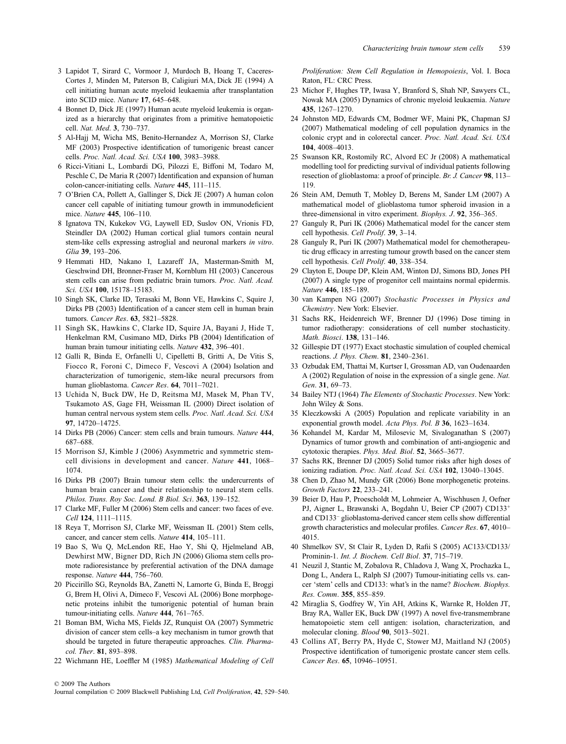3 Lapidot T, Sirard C, Vormoor J, Murdoch B, Hoang T, Caceres-Cortes J, Minden M, Paterson B, Caligiuri MA, Dick JE (1994) A cell initiating human acute myeloid leukaemia after transplantation into SCID mice. *Nature* **17**, 645–648.

4 Bonnet D, Dick JE (1997) Human acute myeloid leukemia is organized as a hierarchy that originates from a primitive hematopoietic cell. *Nat. Med*. **3**, 730–737.

5 Al-Hajj M, Wicha MS, Benito-Hernandez A, Morrison SJ, Clarke MF (2003) Prospective identification of tumorigenic breast cancer cells. *Proc. Natl. Acad. Sci. USA* **100**, 3983–3988.

6 Ricci-Vitiani L, Lombardi DG, Pilozzi E, Biffoni M, Todaro M, Peschle C, De Maria R (2007) Identification and expansion of human colon-cancer-initiating cells. *Nature* **445**, 111–115.

7 O'Brien CA, Pollett A, Gallinger S, Dick JE (2007) A human colon cancer cell capable of initiating tumour growth in immunodeficient mice. *Nature* **445**, 106–110.

8 Ignatova TN, Kukekov VG, Laywell ED, Suslov ON, Vrionis FD, Steindler DA (2002) Human cortical glial tumors contain neural stem-like cells expressing astroglial and neuronal markers *in vitro*. *Glia* **39**, 193–206.

9 Hemmati HD, Nakano I, Lazareff JA, Masterman-Smith M, Geschwind DH, Bronner-Fraser M, Kornblum HI (2003) Cancerous stem cells can arise from pediatric brain tumors. *Proc. Natl. Acad. Sci. USA* **100**, 15178–15183.

10 Singh SK, Clarke ID, Terasaki M, Bonn VE, Hawkins C, Squire J, Dirks PB (2003) Identification of a cancer stem cell in human brain tumors. *Cancer Res*. **63**, 5821–5828.

11 Singh SK, Hawkins C, Clarke ID, Squire JA, Bayani J, Hide T, Henkelman RM, Cusimano MD, Dirks PB (2004) Identification of human brain tumour initiating cells. *Nature* **432**, 396–401.

12 Galli R, Binda E, Orfanelli U, Cipelletti B, Gritti A, De Vitis S, Fiocco R, Foroni C, Dimeco F, Vescovi A (2004) Isolation and characterization of tumorigenic, stem-like neural precursors from human glioblastoma. *Cancer Res*. **64**, 7011–7021.

13 Uchida N, Buck DW, He D, Reitsma MJ, Masek M, Phan TV, Tsukamoto AS, Gage FH, Weissman IL (2000) Direct isolation of human central nervous system stem cells. *Proc. Natl. Acad. Sci. USA* **97**, 14720–14725.

14 Dirks PB (2006) Cancer: stem cells and brain tumours. *Nature* **444**, 687–688.

15 Morrison SJ, Kimble J (2006) Asymmetric and symmetric stem-cell divisions in development and cancer. *Nature* **441**, 1068–1074.

16 Dirks PB (2007) Brain tumour stem cells: the undercurrents of human brain cancer and their relationship to neural stem cells. *Philos. Trans. Roy Soc. Lond. B Biol. Sci*. **363**, 139–152.

17 Clarke MF, Fuller M (2006) Stem cells and cancer: two faces of eve. *Cell* **124**, 1111–1115.

18 Reya T, Morrison SJ, Clarke MF, Weissman IL (2001) Stem cells, cancer, and cancer stem cells. *Nature* **414**, 105–111.

19 Bao S, Wu Q, McLendon RE, Hao Y, Shi Q, Hjelmeland AB, Dewhirst MW, Bigner DD, Rich JN (2006) Glioma stem cells promote radioresistance by preferential activation of the DNA damage response. *Nature* **444**, 756–760.

20 Piccirillo SG, Reynolds BA, Zanetti N, Lamorte G, Binda E, Broggi G, Brem H, Olivi A, Dimeco F, Vescovi AL (2006) Bone morphogenetic proteins inhibit the tumorigenic potential of human brain tumour-initiating cells. *Nature* **444**, 761–765.

21 Boman BM, Wicha MS, Fields JZ, Runquist OA (2007) Symmetric division of cancer stem cells–a key mechanism in tumor growth that should be targeted in future therapeutic approaches. *Clin. Pharmacol. Ther*. **81**, 893–898.

22 Wichmann HE, Loeffler M (1985) *Mathematical Modeling of Cell Proliferation: Stem Cell Regulation in Hemopoiesis*, Vol. I. Boca Raton, FL: CRC Press.

23 Michor F, Hughes TP, Iwasa Y, Branford S, Shah NP, Sawyers CL, Nowak MA (2005) Dynamics of chronic myeloid leukaemia. *Nature* **435**, 1267–1270.

24 Johnston MD, Edwards CM, Bodmer WF, Maini PK, Chapman SJ (2007) Mathematical modeling of cell population dynamics in the colonic crypt and in colorectal cancer. *Proc. Natl. Acad. Sci. USA* **104**, 4008–4013.

25 Swanson KR, Rostomily RC, Alvord EC Jr (2008) A mathematical modelling tool for predicting survival of individual patients following resection of glioblastoma: a proof of principle. *Br. J. Cancer* **98**, 113–119.

26 Stein AM, Demuth T, Mobley D, Berens M, Sander LM (2007) A mathematical model of glioblastoma tumor spheroid invasion in a three-dimensional in vitro experiment. *Biophys. J*. **92**, 356–365.

27 Ganguly R, Puri IK (2006) Mathematical model for the cancer stem cell hypothesis. *Cell Prolif*. **39**, 3–14.

28 Ganguly R, Puri IK (2007) Mathematical model for chemotherapeutic drug efficacy in arresting tumour growth based on the cancer stem cell hypothesis. *Cell Prolif*. **40**, 338–354.

29 Clayton E, Doupe DP, Klein AM, Winton DJ, Simons BD, Jones PH (2007) A single type of progenitor cell maintains normal epidermis. *Nature* **446**, 185–189.

30 van Kampen NG (2007) *Stochastic Processes in Physics and Chemistry*. New York: Elsevier.

31 Sachs RK, Heidenreich WF, Brenner DJ (1996) Dose timing in tumor radiotherapy: considerations of cell number stochasticity. *Math. Biosci*. **138**, 131–146.

32 Gillespie DT (1977) Exact stochastic simulation of coupled chemical reactions. *J. Phys. Chem*. **81**, 2340–2361.

33 Ozbudak EM, Thattai M, Kurtser I, Grossman AD, van Oudenaarden A (2002) Regulation of noise in the expression of a single gene. *Nat. Gen*. **31**, 69–73.

34 Bailey NTJ (1964) *The Elements of Stochastic Processes*. New York: John Wiley & Sons.

35 Kleczkowski A (2005) Population and replicate variability in an exponential growth model. *Acta Phys. Pol. B* **36**, 1623–1634.

36 Kohandel M, Kardar M, Milosevic M, Sivaloganathan S (2007) Dynamics of tumor growth and combination of anti-angiogenic and cytotoxic therapies. *Phys. Med. Biol*. **52**, 3665–3677.

37 Sachs RK, Brenner DJ (2005) Solid tumor risks after high doses of ionizing radiation. *Proc. Natl. Acad. Sci. USA* **102**, 13040–13045.

38 Chen D, Zhao M, Mundy GR (2006) Bone morphogenetic proteins. *Growth Factors* **22**, 233–241.

39 Beier D, Hau P, Proescholdt M, Lohmeier A, Wischhusen J, Oefner PJ, Aigner L, Brawanski A, Bogdahn U, Beier CP (2007) CD133$^+$ and CD133$^-$ glioblastoma-derived cancer stem cells show differential growth characteristics and molecular profiles. *Cancer Res*. **67**, 4010–4015.

40 Shmelkov SV, St Clair R, Lyden D, Rafii S (2005) AC133/CD133/Prominin-1. *Int. J. Biochem. Cell Biol*. **37**, 715–719.

41 Neuzil J, Stantic M, Zobalova R, Chladova J, Wang X, Prochazka L, Dong L, Andera L, Ralph SJ (2007) Tumour-initiating cells vs. cancer 'stem' cells and CD133: what's in the name? *Biochem. Biophys. Res. Comm*. **355**, 855–859.

42 Miraglia S, Godfrey W, Yin AH, Atkins K, Warnke R, Holden JT, Bray RA, Waller EK, Buck DW (1997) A novel five-transmembrane hematopoietic stem cell antigen: isolation, characterization, and molecular cloning. *Blood* **90**, 5013–5021.

43 Collins AT, Berry PA, Hyde C, Stower MJ, Maitland NJ (2005) Prospective identification of tumorigenic prostate cancer stem cells. *Cancer Res*. **65**, 10946–10951.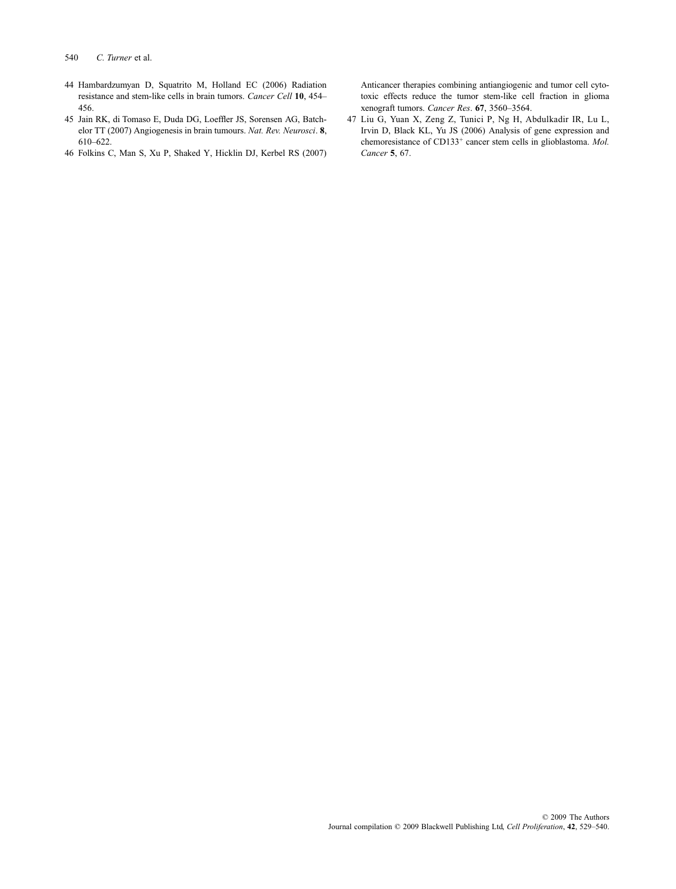44 Hambardzumyan D, Squatrito M, Holland EC (2006) Radiation resistance and stem-like cells in brain tumors. *Cancer Cell* **10**, 454–456.

45 Jain RK, di Tomaso E, Duda DG, Loeffler JS, Sorensen AG, Batchelor TT (2007) Angiogenesis in brain tumours. *Nat. Rev. Neurosci*. **8**, 610–622.

46 Folkins C, Man S, Xu P, Shaked Y, Hicklin DJ, Kerbel RS (2007) Anticancer therapies combining antiangiogenic and tumor cell cytotoxic effects reduce the tumor stem-like cell fraction in glioma xenograft tumors. *Cancer Res*. **67**, 3560–3564.

47 Liu G, Yuan X, Zeng Z, Tunici P, Ng H, Abdulkadir IR, Lu L, Irvin D, Black KL, Yu JS (2006) Analysis of gene expression and chemoresistance of $CD133^{+}$ cancer stem cells in glioblastoma. *Mol. Cancer* **5**, 67.